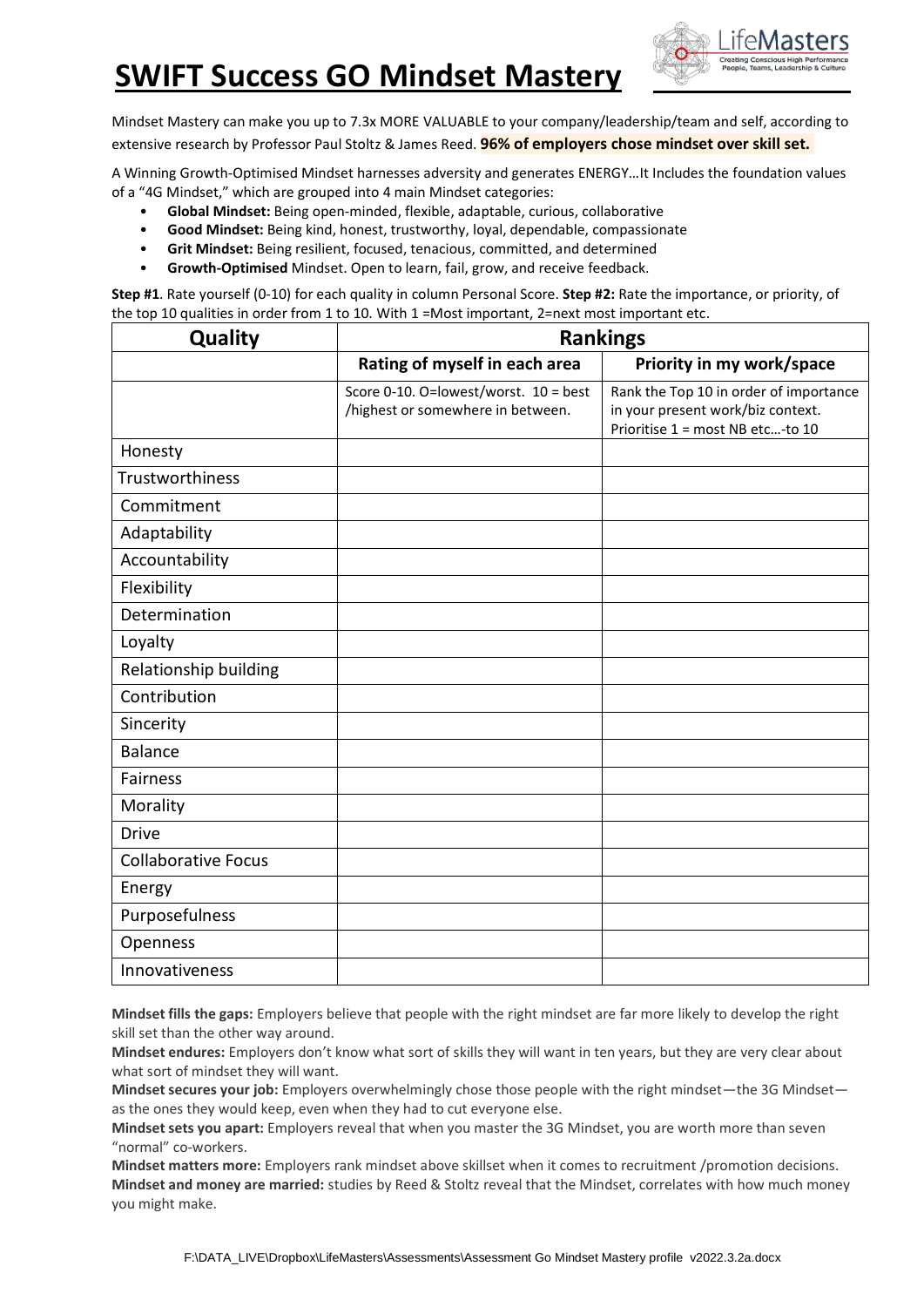# SWIFT Success GO Mindset Mastery

Mindset Mastery can make you up to 7.3x MORE VALUABLE to your company/leadership/team and self, according to extensive research by Professor Paul Stoltz & James Reed. **96% of employers chose mindset over skill set.**

A Winning Growth-Optimised Mindset harnesses adversity and generates ENERGY…It Includes the foundation values of a "4G Mindset," which are grouped into 4 main Mindset categories:

- **Global Mindset:** Being open-minded, flexible, adaptable, curious, collaborative
- **Good Mindset:** Being kind, honest, trustworthy, loyal, dependable, compassionate
- **Grit Mindset:** Being resilient, focused, tenacious, committed, and determined
- **Growth-Optimised** Mindset. Open to learn, fail, grow, and receive feedback.

**Step #1**. Rate yourself (0-10) for each quality in column Personal Score. **Step #2:** Rate the importance, or priority, of the top 10 qualities in order from 1 to 10. With 1 =Most important, 2=next most important etc.

| Quality | Rankings | |
|---|---|---|
| | Rating of myself in each area | Priority in my work/space |
| | Score 0-10. O=lowest/worst. 10 = best /highest or somewhere in between. | Rank the Top 10 in order of importance in your present work/biz context. Prioritise 1 = most NB etc…-to 10 |
| Honesty | | |
| Trustworthiness | | |
| Commitment | | |
| Adaptability | | |
| Accountability | | |
| Flexibility | | |
| Determination | | |
| Loyalty | | |
| Relationship building | | |
| Contribution | | |
| Sincerity | | |
| Balance | | |
| Fairness | | |
| Morality | | |
| Drive | | |
| Collaborative Focus | | |
| Energy | | |
| Purposefulness | | |
| Openness | | |
| Innovativeness | | |

**Mindset fills the gaps:** Employers believe that people with the right mindset are far more likely to develop the right skill set than the other way around.
**Mindset endures:** Employers don't know what sort of skills they will want in ten years, but they are very clear about what sort of mindset they will want.
**Mindset secures your job:** Employers overwhelmingly chose those people with the right mindset—the 3G Mindset—as the ones they would keep, even when they had to cut everyone else.
**Mindset sets you apart:** Employers reveal that when you master the 3G Mindset, you are worth more than seven "normal" co-workers.
**Mindset matters more:** Employers rank mindset above skillset when it comes to recruitment /promotion decisions.
**Mindset and money are married:** studies by Reed & Stoltz reveal that the Mindset, correlates with how much money you might make.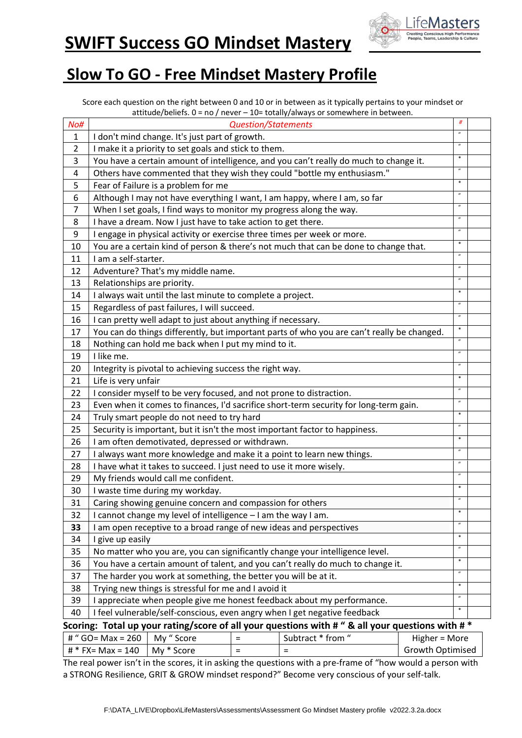# SWIFT Success GO Mindset Mastery

## Slow To GO - Free Mindset Mastery Profile

Score each question on the right between 0 and 10 or in between as it typically pertains to your mindset or attitude/beliefs. 0 = no / never – 10= totally/always or somewhere in between.

| No# | Question/Statements | # | |
|---|---|---|---|
| 1 | I don't mind change. It's just part of growth. | " | |
| 2 | I make it a priority to set goals and stick to them. | " | |
| 3 | You have a certain amount of intelligence, and you can't really do much to change it. | * | |
| 4 | Others have commented that they wish they could "bottle my enthusiasm." | " | |
| 5 | Fear of Failure is a problem for me | * | |
| 6 | Although I may not have everything I want, I am happy, where I am, so far | " | |
| 7 | When I set goals, I find ways to monitor my progress along the way. | " | |
| 8 | I have a dream. Now I just have to take action to get there. | " | |
| 9 | I engage in physical activity or exercise three times per week or more. | " | |
| 10 | You are a certain kind of person & there's not much that can be done to change that. | * | |
| 11 | I am a self-starter. | " | |
| 12 | Adventure? That's my middle name. | " | |
| 13 | Relationships are priority. | " | |
| 14 | I always wait until the last minute to complete a project. | * | |
| 15 | Regardless of past failures, I will succeed. | " | |
| 16 | I can pretty well adapt to just about anything if necessary. | " | |
| 17 | You can do things differently, but important parts of who you are can't really be changed. | * | |
| 18 | Nothing can hold me back when I put my mind to it. | " | |
| 19 | I like me. | " | |
| 20 | Integrity is pivotal to achieving success the right way. | " | |
| 21 | Life is very unfair | * | |
| 22 | I consider myself to be very focused, and not prone to distraction. | " | |
| 23 | Even when it comes to finances, I'd sacrifice short-term security for long-term gain. | " | |
| 24 | Truly smart people do not need to try hard | * | |
| 25 | Security is important, but it isn't the most important factor to happiness. | " | |
| 26 | I am often demotivated, depressed or withdrawn. | * | |
| 27 | I always want more knowledge and make it a point to learn new things. | " | |
| 28 | I have what it takes to succeed. I just need to use it more wisely. | " | |
| 29 | My friends would call me confident. | " | |
| 30 | I waste time during my workday. | * | |
| 31 | Caring showing genuine concern and compassion for others | " | |
| 32 | I cannot change my level of intelligence – I am the way I am. | * | |
| **33** | I am open receptive to a broad range of new ideas and perspectives | " | |
| 34 | I give up easily | * | |
| 35 | No matter who you are, you can significantly change your intelligence level. | " | |
| 36 | You have a certain amount of talent, and you can't really do much to change it. | * | |
| 37 | The harder you work at something, the better you will be at it. | " | |
| 38 | Trying new things is stressful for me and I avoid it | * | |
| 39 | I appreciate when people give me honest feedback about my performance. | " | |
| 40 | I feel vulnerable/self-conscious, even angry when I get negative feedback | * | |

**Scoring: Total up your rating/score of all your questions with # " & all your questions with # ***

| | | | | |
|---|---|---|---|---|
| # " GO= Max = 260 | My " Score | = | Subtract * from " | Higher = More |
| # * FX= Max = 140 | My * Score | = | = | Growth Optimised |

The real power isn't in the scores, it in asking the questions with a pre-frame of "how would a person with a STRONG Resilience, GRIT & GROW mindset respond?" Become very conscious of your self-talk.